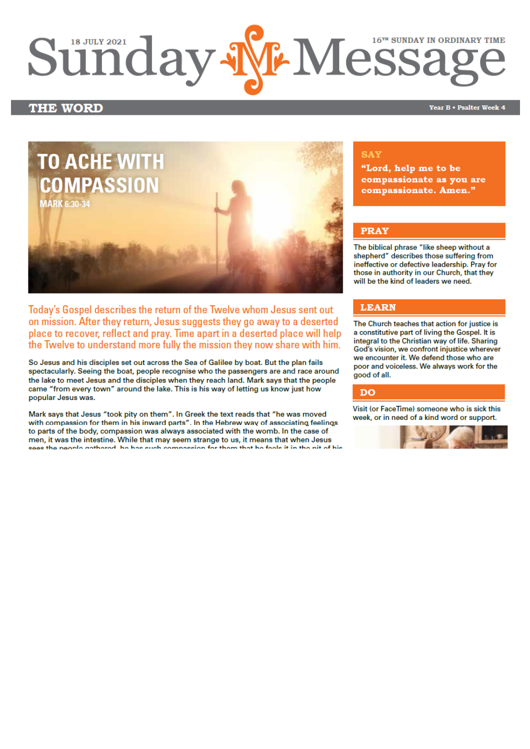# Sunday Message

18 JULY 2021

16TH SUNDAY IN ORDINARY TIME

## THE WORD

Year B • Psalter Week 4

## TO ACHE WITH COMPASSION

MARK 6:30-34

Today's Gospel describes the return of the Twelve whom Jesus sent out on mission. After they return, Jesus suggests they go away to a deserted place to recover, reflect and pray. Time apart in a deserted place will help the Twelve to understand more fully the mission they now share with him.

So Jesus and his disciples set out across the Sea of Galilee by boat. But the plan fails spectacularly. Seeing the boat, people recognise who the passengers are and race around the lake to meet Jesus and the disciples when they reach land. Mark says that the people came "from every town" around the lake. This is his way of letting us know just how popular Jesus was.

Mark says that Jesus "took pity on them". In Greek the text reads that "he was moved with compassion for them in his inward parts". In the Hebrew way of associating feelings to parts of the body, compassion was always associated with the womb. In the case of men, it was the intestine. While that may seem strange to us, it means that when Jesus sees the people gathered, he has such compassion for them that he feels it in the pit of his

### SAY

"Lord, help me to be compassionate as you are compassionate. Amen."

### PRAY

The biblical phrase "like sheep without a shepherd" describes those suffering from ineffective or defective leadership. Pray for those in authority in our Church, that they will be the kind of leaders we need.

### LEARN

The Church teaches that action for justice is a constitutive part of living the Gospel. It is integral to the Christian way of life. Sharing God's vision, we confront injustice wherever we encounter it. We defend those who are poor and voiceless. We always work for the good of all.

### DO

Visit (or FaceTime) someone who is sick this week, or in need of a kind word or support.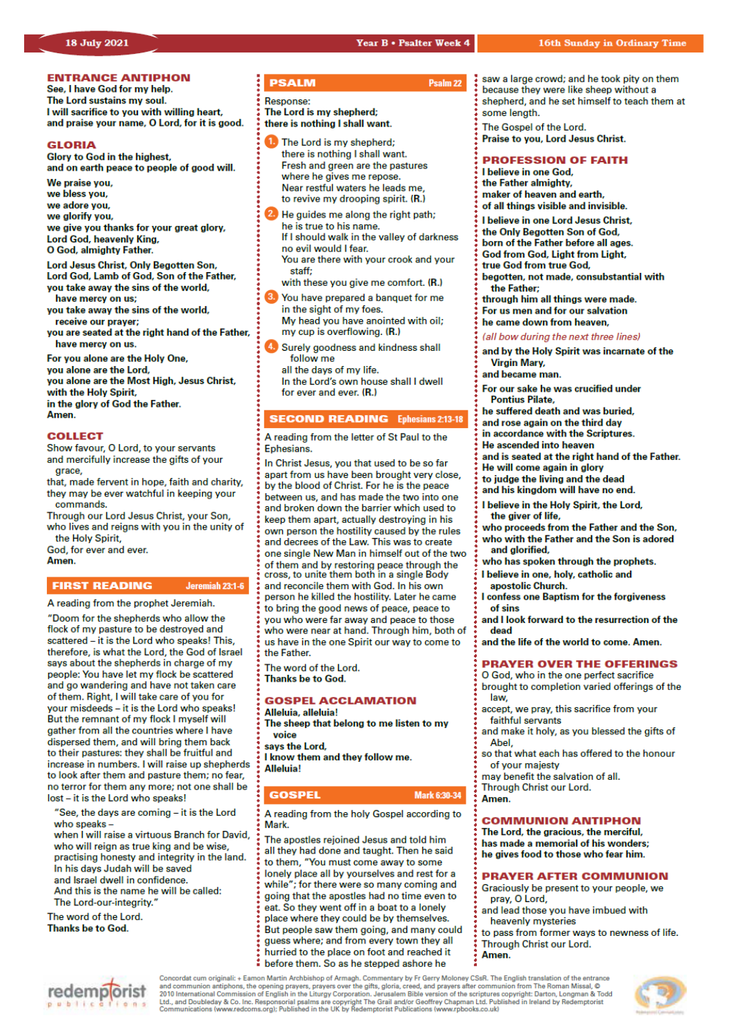# ENTRANCE ANTIPHON

**See, I have God for my help.**
**The Lord sustains my soul.**
**I will sacrifice to you with willing heart,**
**and praise your name, O Lord, for it is good.**

# GLORIA

**Glory to God in the highest,**
**and on earth peace to people of good will.**

**We praise you,**
**we bless you,**
**we adore you,**
**we glorify you,**
**we give you thanks for your great glory,**
**Lord God, heavenly King,**
**O God, almighty Father.**

**Lord Jesus Christ, Only Begotten Son,**
**Lord God, Lamb of God, Son of the Father,**
**you take away the sins of the world,**
**have mercy on us;**
**you take away the sins of the world,**
**receive our prayer;**
**you are seated at the right hand of the Father,**
**have mercy on us.**

**For you alone are the Holy One,**
**you alone are the Lord,**
**you alone are the Most High, Jesus Christ,**
**with the Holy Spirit,**
**in the glory of God the Father.**
**Amen.**

# COLLECT

Show favour, O Lord, to your servants
and mercifully increase the gifts of your grace,
that, made fervent in hope, faith and charity,
they may be ever watchful in keeping your commands.
Through our Lord Jesus Christ, your Son,
who lives and reigns with you in the unity of the Holy Spirit,
God, for ever and ever.
**Amen.**

# FIRST READING — Jeremiah 23:1-6

A reading from the prophet Jeremiah.

"Doom for the shepherds who allow the flock of my pasture to be destroyed and scattered – it is the Lord who speaks! This, therefore, is what the Lord, the God of Israel says about the shepherds in charge of my people: You have let my flock be scattered and go wandering and have not taken care of them. Right, I will take care of you for your misdeeds – it is the Lord who speaks! But the remnant of my flock I myself will gather from all the countries where I have dispersed them, and will bring them back to their pastures: they shall be fruitful and increase in numbers. I will raise up shepherds to look after them and pasture them; no fear, no terror for them any more; not one shall be lost – it is the Lord who speaks!

"See, the days are coming – it is the Lord who speaks –
when I will raise a virtuous Branch for David,
who will reign as true king and be wise,
practising honesty and integrity in the land.
In his days Judah will be saved
and Israel dwell in confidence.
And this is the name he will be called:
The Lord-our-integrity."

The word of the Lord.
**Thanks be to God.**

# PSALM — Psalm 22

Response:
**The Lord is my shepherd;**
**there is nothing I shall want.**

1. The Lord is my shepherd;
there is nothing I shall want.
Fresh and green are the pastures
where he gives me repose.
Near restful waters he leads me,
to revive my drooping spirit. **(R.)**

2. He guides me along the right path;
he is true to his name.
If I should walk in the valley of darkness
no evil would I fear.
You are there with your crook and your staff;
with these you give me comfort. **(R.)**

3. You have prepared a banquet for me
in the sight of my foes.
My head you have anointed with oil;
my cup is overflowing. **(R.)**

4. Surely goodness and kindness shall follow me
all the days of my life.
In the Lord's own house shall I dwell
for ever and ever. **(R.)**

# SECOND READING — Ephesians 2:13-18

A reading from the letter of St Paul to the Ephesians.

In Christ Jesus, you that used to be so far apart from us have been brought very close, by the blood of Christ. For he is the peace between us, and has made the two into one and broken down the barrier which used to keep them apart, actually destroying in his own person the hostility caused by the rules and decrees of the Law. This was to create one single New Man in himself out of the two of them and by restoring peace through the cross, to unite them both in a single Body and reconcile them with God. In his own person he killed the hostility. Later he came to bring the good news of peace, peace to you who were far away and peace to those who were near at hand. Through him, both of us have in the one Spirit our way to come to the Father.

The word of the Lord.
**Thanks be to God.**

# GOSPEL ACCLAMATION

**Alleluia, alleluia!**
**The sheep that belong to me listen to my voice**
**says the Lord,**
**I know them and they follow me.**
**Alleluia!**

# GOSPEL — Mark 6:30-34

A reading from the holy Gospel according to Mark.

The apostles rejoined Jesus and told him all they had done and taught. Then he said to them, "You must come away to some lonely place all by yourselves and rest for a while"; for there were so many coming and going that the apostles had no time even to eat. So they went off in a boat to a lonely place where they could be by themselves. But people saw them going, and many could guess where; and from every town they all hurried to the place on foot and reached it before them. So as he stepped ashore he saw a large crowd; and he took pity on them because they were like sheep without a shepherd, and he set himself to teach them at some length.

The Gospel of the Lord.
**Praise to you, Lord Jesus Christ.**

# PROFESSION OF FAITH

**I believe in one God,**
**the Father almighty,**
**maker of heaven and earth,**
**of all things visible and invisible.**

**I believe in one Lord Jesus Christ,**
**the Only Begotten Son of God,**
**born of the Father before all ages.**
**God from God, Light from Light,**
**true God from true God,**
**begotten, not made, consubstantial with the Father;**
**through him all things were made.**
**For us men and for our salvation**
**he came down from heaven,**

*(all bow during the next three lines)*

**and by the Holy Spirit was incarnate of the Virgin Mary,**
**and became man.**

**For our sake he was crucified under Pontius Pilate,**
**he suffered death and was buried,**
**and rose again on the third day**
**in accordance with the Scriptures.**
**He ascended into heaven**
**and is seated at the right hand of the Father.**
**He will come again in glory**
**to judge the living and the dead**
**and his kingdom will have no end.**

**I believe in the Holy Spirit, the Lord, the giver of life,**
**who proceeds from the Father and the Son,**
**who with the Father and the Son is adored and glorified,**
**who has spoken through the prophets.**

**I believe in one, holy, catholic and apostolic Church.**
**I confess one Baptism for the forgiveness of sins**
**and I look forward to the resurrection of the dead**
**and the life of the world to come. Amen.**

# PRAYER OVER THE OFFERINGS

O God, who in the one perfect sacrifice
brought to completion varied offerings of the law,
accept, we pray, this sacrifice from your faithful servants
and make it holy, as you blessed the gifts of Abel,
so that what each has offered to the honour of your majesty
may benefit the salvation of all.
Through Christ our Lord.
**Amen.**

# COMMUNION ANTIPHON

**The Lord, the gracious, the merciful,**
**has made a memorial of his wonders;**
**he gives food to those who fear him.**

# PRAYER AFTER COMMUNION

Graciously be present to your people, we pray, O Lord,
and lead those you have imbued with heavenly mysteries
to pass from former ways to newness of life.
Through Christ our Lord.
**Amen.**

Concordat cum originali: + Eamon Martin Archbishop of Armagh. Commentary by Fr Gerry Moloney CSsR. The English translation of the entrance and communion antiphons, the opening prayers, prayers over the gifts, gloria, creed, and prayers after communion from The Roman Missal, © 2010 International Commission of English in the Liturgy Corporation. Jerusalem Bible version of the scriptures copyright: Darton, Longman & Todd Ltd., and Doubleday & Co. Inc. Responsorial psalms are copyright The Grail and/or Geoffrey Chapman Ltd. Published in Ireland by Redemptorist Communications (www.redcoms.org); Published in the UK by Redemptorist Publications (www.rpbooks.co.uk)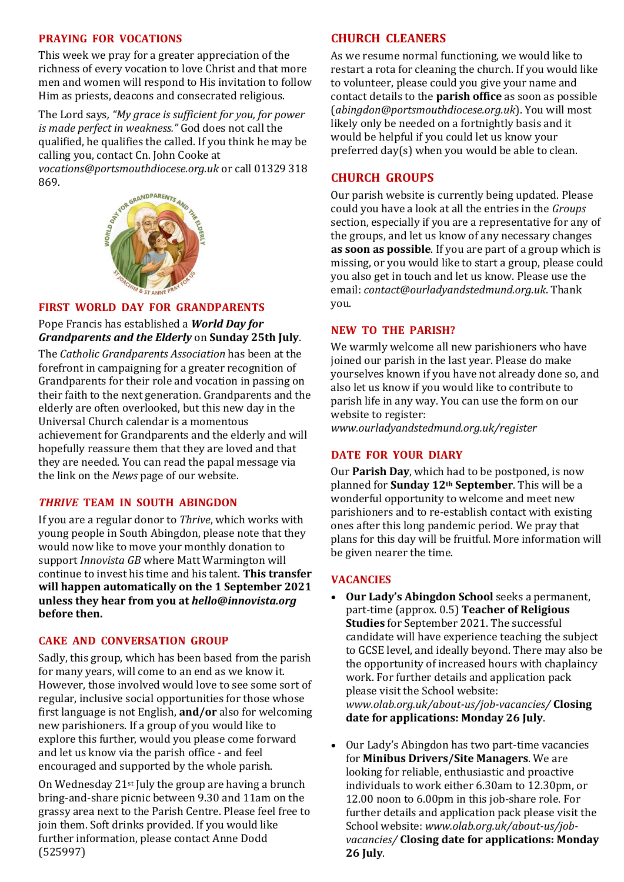## PRAYING FOR VOCATIONS

This week we pray for a greater appreciation of the richness of every vocation to love Christ and that more men and women will respond to His invitation to follow Him as priests, deacons and consecrated religious.

The Lord says, *"My grace is sufficient for you, for power is made perfect in weakness."* God does not call the qualified, he qualifies the called. If you think he may be calling you, contact Cn. John Cooke at *vocations@portsmouthdiocese.org.uk* or call 01329 318 869.

## FIRST WORLD DAY FOR GRANDPARENTS

Pope Francis has established a ***World Day for Grandparents and the Elderly*** on **Sunday 25th July**.

The *Catholic Grandparents Association* has been at the forefront in campaigning for a greater recognition of Grandparents for their role and vocation in passing on their faith to the next generation. Grandparents and the elderly are often overlooked, but this new day in the Universal Church calendar is a momentous achievement for Grandparents and the elderly and will hopefully reassure them that they are loved and that they are needed. You can read the papal message via the link on the *News* page of our website.

## *THRIVE* TEAM IN SOUTH ABINGDON

If you are a regular donor to *Thrive*, which works with young people in South Abingdon, please note that they would now like to move your monthly donation to support *Innovista GB* where Matt Warmington will continue to invest his time and his talent. **This transfer will happen automatically on the 1 September 2021 unless they hear from you at *hello@innovista.org* before then.**

## CAKE AND CONVERSATION GROUP

Sadly, this group, which has been based from the parish for many years, will come to an end as we know it. However, those involved would love to see some sort of regular, inclusive social opportunities for those whose first language is not English, **and/or** also for welcoming new parishioners. If a group of you would like to explore this further, would you please come forward and let us know via the parish office - and feel encouraged and supported by the whole parish.

On Wednesday 21st July the group are having a brunch bring-and-share picnic between 9.30 and 11am on the grassy area next to the Parish Centre. Please feel free to join them. Soft drinks provided. If you would like further information, please contact Anne Dodd (525997)

## CHURCH CLEANERS

As we resume normal functioning, we would like to restart a rota for cleaning the church. If you would like to volunteer, please could you give your name and contact details to the **parish office** as soon as possible (*abingdon@portsmouthdiocese.org.uk*). You will most likely only be needed on a fortnightly basis and it would be helpful if you could let us know your preferred day(s) when you would be able to clean.

## CHURCH GROUPS

Our parish website is currently being updated. Please could you have a look at all the entries in the *Groups* section, especially if you are a representative for any of the groups, and let us know of any necessary changes **as soon as possible**. If you are part of a group which is missing, or you would like to start a group, please could you also get in touch and let us know. Please use the email: *contact@ourladyandstedmund.org.uk*. Thank you.

## NEW TO THE PARISH?

We warmly welcome all new parishioners who have joined our parish in the last year. Please do make yourselves known if you have not already done so, and also let us know if you would like to contribute to parish life in any way. You can use the form on our website to register: *www.ourladyandstedmund.org.uk/register*

## DATE FOR YOUR DIARY

Our **Parish Day**, which had to be postponed, is now planned for **Sunday 12th September**. This will be a wonderful opportunity to welcome and meet new parishioners and to re-establish contact with existing ones after this long pandemic period. We pray that plans for this day will be fruitful. More information will be given nearer the time.

## VACANCIES

- **Our Lady's Abingdon School** seeks a permanent, part-time (approx. 0.5) **Teacher of Religious Studies** for September 2021. The successful candidate will have experience teaching the subject to GCSE level, and ideally beyond. There may also be the opportunity of increased hours with chaplaincy work. For further details and application pack please visit the School website: *www.olab.org.uk/about-us/job-vacancies/* **Closing date for applications: Monday 26 July**.

- Our Lady's Abingdon has two part-time vacancies for **Minibus Drivers/Site Managers**. We are looking for reliable, enthusiastic and proactive individuals to work either 6.30am to 12.30pm, or 12.00 noon to 6.00pm in this job-share role. For further details and application pack please visit the School website: *www.olab.org.uk/about-us/job-vacancies/* **Closing date for applications: Monday 26 July**.